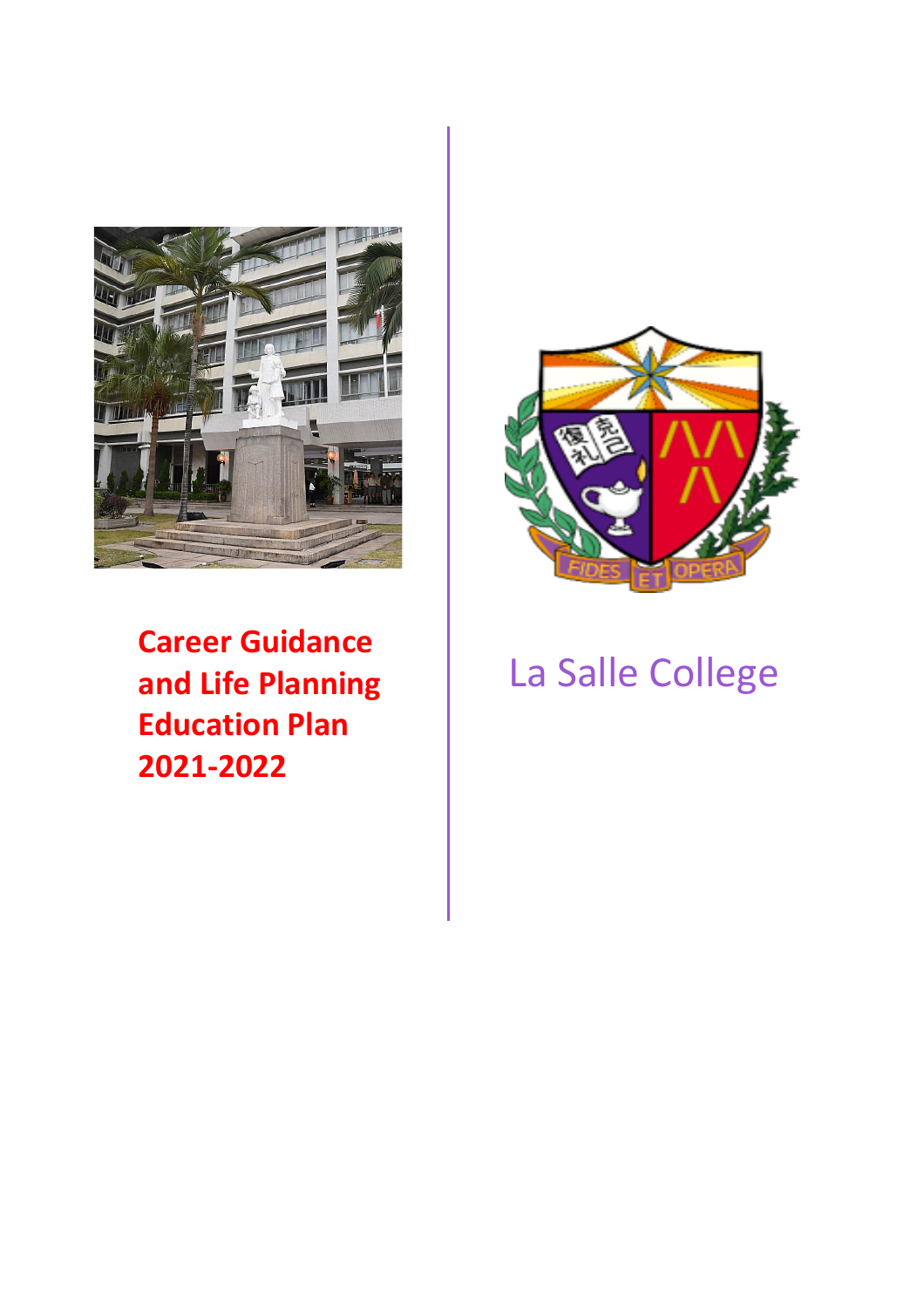# Career Guidance and Life Planning Education Plan 2021-2022

La Salle College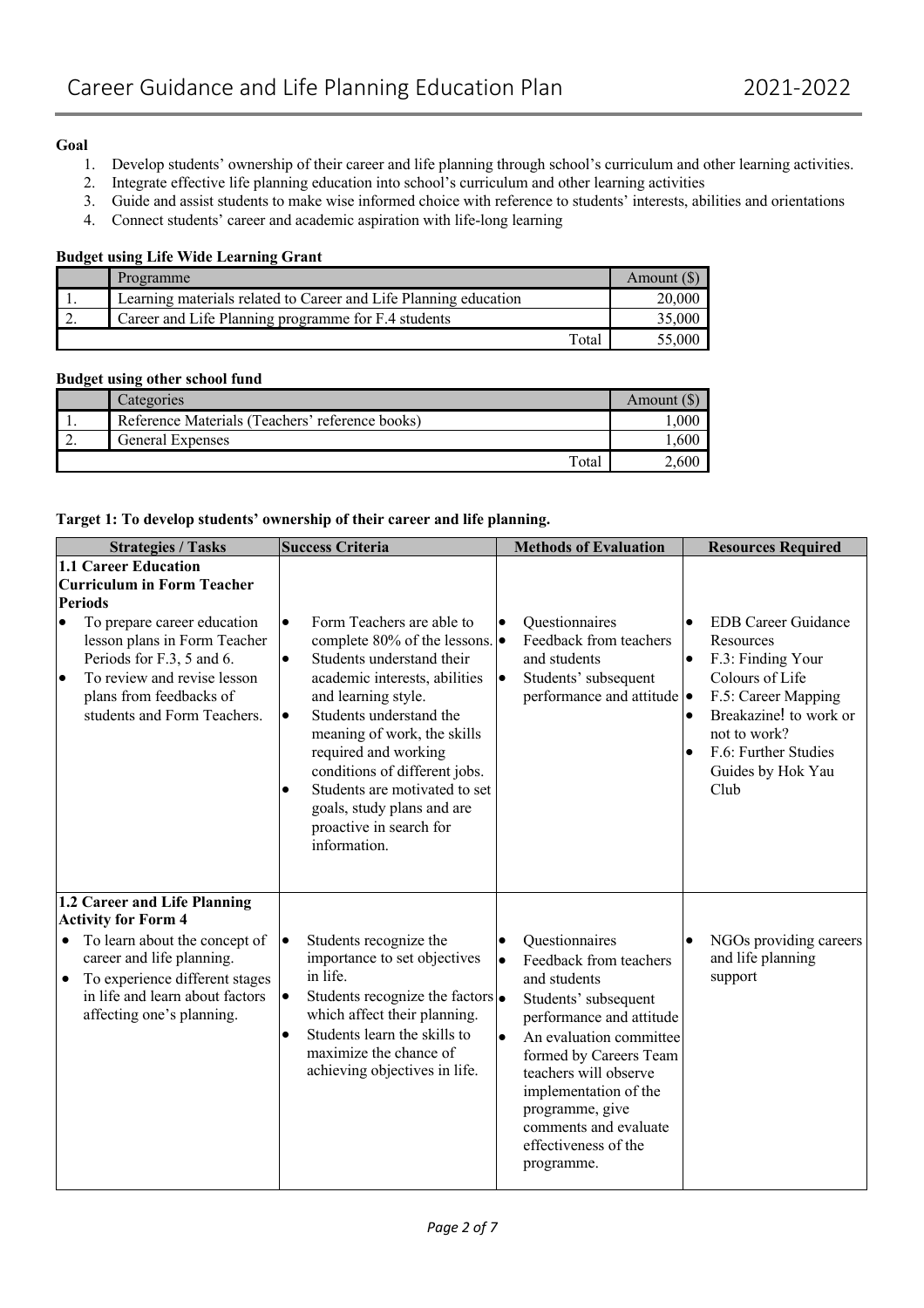**Goal**

1. Develop students' ownership of their career and life planning through school's curriculum and other learning activities.
2. Integrate effective life planning education into school's curriculum and other learning activities
3. Guide and assist students to make wise informed choice with reference to students' interests, abilities and orientations
4. Connect students' career and academic aspiration with life-long learning

**Budget using Life Wide Learning Grant**

| | Programme | Amount ($) |
|---|---|---|
| 1. | Learning materials related to Career and Life Planning education | 20,000 |
| 2. | Career and Life Planning programme for F.4 students | 35,000 |
| | Total | 55,000 |

**Budget using other school fund**

| | Categories | Amount ($) |
|---|---|---|
| 1. | Reference Materials (Teachers' reference books) | 1,000 |
| 2. | General Expenses | 1,600 |
| | Total | 2,600 |

**Target 1: To develop students' ownership of their career and life planning.**

| Strategies / Tasks | Success Criteria | Methods of Evaluation | Resources Required |
|---|---|---|---|
| **1.1 Career Education Curriculum in Form Teacher Periods**<br>• To prepare career education lesson plans in Form Teacher Periods for F.3, 5 and 6.<br>• To review and revise lesson plans from feedbacks of students and Form Teachers. | • Form Teachers are able to complete 80% of the lessons.<br>• Students understand their academic interests, abilities and learning style.<br>• Students understand the meaning of work, the skills required and working conditions of different jobs.<br>• Students are motivated to set goals, study plans and are proactive in search for information. | • Questionnaires<br>• Feedback from teachers and students<br>• Students' subsequent performance and attitude | • EDB Career Guidance Resources<br>• F.3: Finding Your Colours of Life<br>• F.5: Career Mapping<br>• Breakazine! to work or not to work?<br>• F.6: Further Studies Guides by Hok Yau Club |
| **1.2 Career and Life Planning Activity for Form 4**<br>• To learn about the concept of career and life planning.<br>• To experience different stages in life and learn about factors affecting one's planning. | • Students recognize the importance to set objectives in life.<br>• Students recognize the factors which affect their planning.<br>• Students learn the skills to maximize the chance of achieving objectives in life. | • Questionnaires<br>• Feedback from teachers and students<br>• Students' subsequent performance and attitude<br>• An evaluation committee formed by Careers Team teachers will observe implementation of the programme, give comments and evaluate effectiveness of the programme. | • NGOs providing careers and life planning support |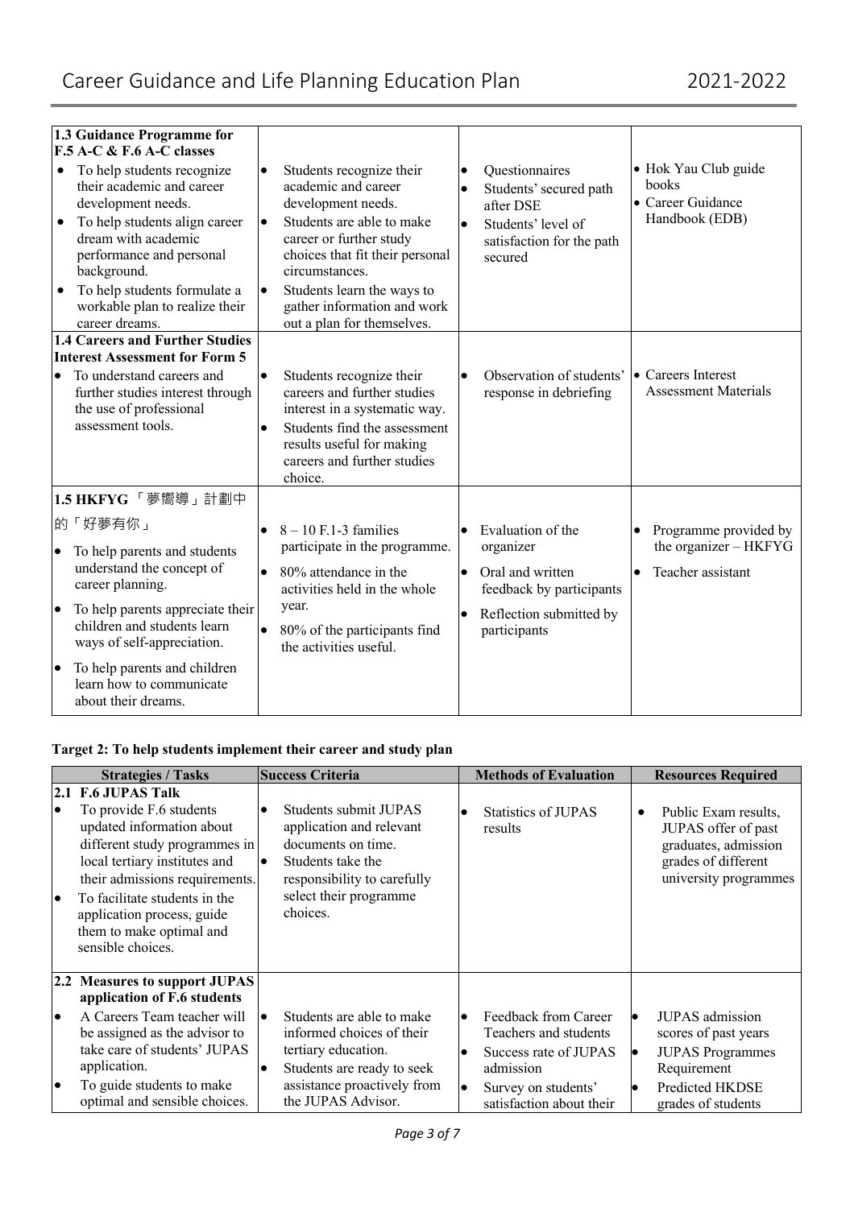| | | | |
|---|---|---|---|
| **1.3 Guidance Programme for F.5 A-C & F.6 A-C classes**<br>• To help students recognize their academic and career development needs.<br>• To help students align career dream with academic performance and personal background.<br>• To help students formulate a workable plan to realize their career dreams. | • Students recognize their academic and career development needs.<br>• Students are able to make career or further study choices that fit their personal circumstances.<br>• Students learn the ways to gather information and work out a plan for themselves. | • Questionnaires<br>• Students' secured path after DSE<br>• Students' level of satisfaction for the path secured | • Hok Yau Club guide books<br>• Career Guidance Handbook (EDB) |
| **1.4 Careers and Further Studies Interest Assessment for Form 5**<br>• To understand careers and further studies interest through the use of professional assessment tools. | • Students recognize their careers and further studies interest in a systematic way.<br>• Students find the assessment results useful for making careers and further studies choice. | • Observation of students' response in debriefing | • Careers Interest Assessment Materials |
| **1.5 HKFYG 「夢嚮導」計劃中的「好夢有你」**<br>• To help parents and students understand the concept of career planning.<br>• To help parents appreciate their children and students learn ways of self-appreciation.<br>• To help parents and children learn how to communicate about their dreams. | • 8 – 10 F.1-3 families participate in the programme.<br>• 80% attendance in the activities held in the whole year.<br>• 80% of the participants find the activities useful. | • Evaluation of the organizer<br>• Oral and written feedback by participants<br>• Reflection submitted by participants | • Programme provided by the organizer – HKFYG<br>• Teacher assistant |

**Target 2: To help students implement their career and study plan**

| Strategies / Tasks | Success Criteria | Methods of Evaluation | Resources Required |
|---|---|---|---|
| **2.1 F.6 JUPAS Talk**<br>• To provide F.6 students updated information about different study programmes in local tertiary institutes and their admissions requirements.<br>• To facilitate students in the application process, guide them to make optimal and sensible choices. | • Students submit JUPAS application and relevant documents on time.<br>• Students take the responsibility to carefully select their programme choices. | • Statistics of JUPAS results | • Public Exam results, JUPAS offer of past graduates, admission grades of different university programmes |
| **2.2 Measures to support JUPAS application of F.6 students**<br>• A Careers Team teacher will be assigned as the advisor to take care of students' JUPAS application.<br>• To guide students to make optimal and sensible choices. | • Students are able to make informed choices of their tertiary education.<br>• Students are ready to seek assistance proactively from the JUPAS Advisor. | • Feedback from Career Teachers and students<br>• Success rate of JUPAS admission<br>• Survey on students' satisfaction about their | • JUPAS admission scores of past years<br>• JUPAS Programmes Requirement<br>• Predicted HKDSE grades of students |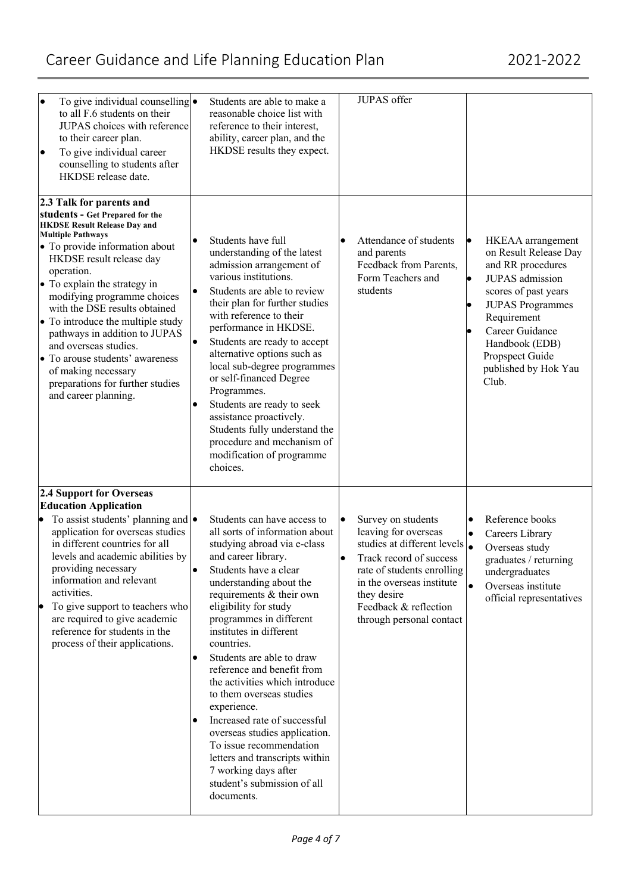| | | | |
|---|---|---|---|
| • To give individual counselling to all F.6 students on their JUPAS choices with reference to their career plan.<br>• To give individual career counselling to students after HKDSE release date. | • Students are able to make a reasonable choice list with reference to their interest, ability, career plan, and the HKDSE results they expect. | JUPAS offer | |
| **2.3 Talk for parents and students - Get Prepared for the HKDSE Result Release Day and Multiple Pathways**<br>• To provide information about HKDSE result release day operation.<br>• To explain the strategy in modifying programme choices with the DSE results obtained<br>• To introduce the multiple study pathways in addition to JUPAS and overseas studies.<br>• To arouse students' awareness of making necessary preparations for further studies and career planning. | • Students have full understanding of the latest admission arrangement of various institutions.<br>• Students are able to review their plan for further studies with reference to their performance in HKDSE.<br>• Students are ready to accept alternative options such as local sub-degree programmes or self-financed Degree Programmes.<br>• Students are ready to seek assistance proactively. Students fully understand the procedure and mechanism of modification of programme choices. | • Attendance of students and parents Feedback from Parents, Form Teachers and students | • HKEAA arrangement on Result Release Day and RR procedures<br>• JUPAS admission scores of past years<br>• JUPAS Programmes Requirement<br>• Career Guidance Handbook (EDB) Propspect Guide published by Hok Yau Club. |
| **2.4 Support for Overseas Education Application**<br>• To assist students' planning and application for overseas studies in different countries for all levels and academic abilities by providing necessary information and relevant activities.<br>• To give support to teachers who are required to give academic reference for students in the process of their applications. | • Students can have access to all sorts of information about studying abroad via e-class and career library.<br>• Students have a clear understanding about the requirements & their own eligibility for study programmes in different institutes in different countries.<br>• Students are able to draw reference and benefit from the activities which introduce to them overseas studies experience.<br>• Increased rate of successful overseas studies application. To issue recommendation letters and transcripts within 7 working days after student's submission of all documents. | • Survey on students leaving for overseas studies at different levels<br>• Track record of success rate of students enrolling in the overseas institute they desire Feedback & reflection through personal contact | • Reference books<br>• Careers Library<br>• Overseas study graduates / returning undergraduates<br>• Overseas institute official representatives |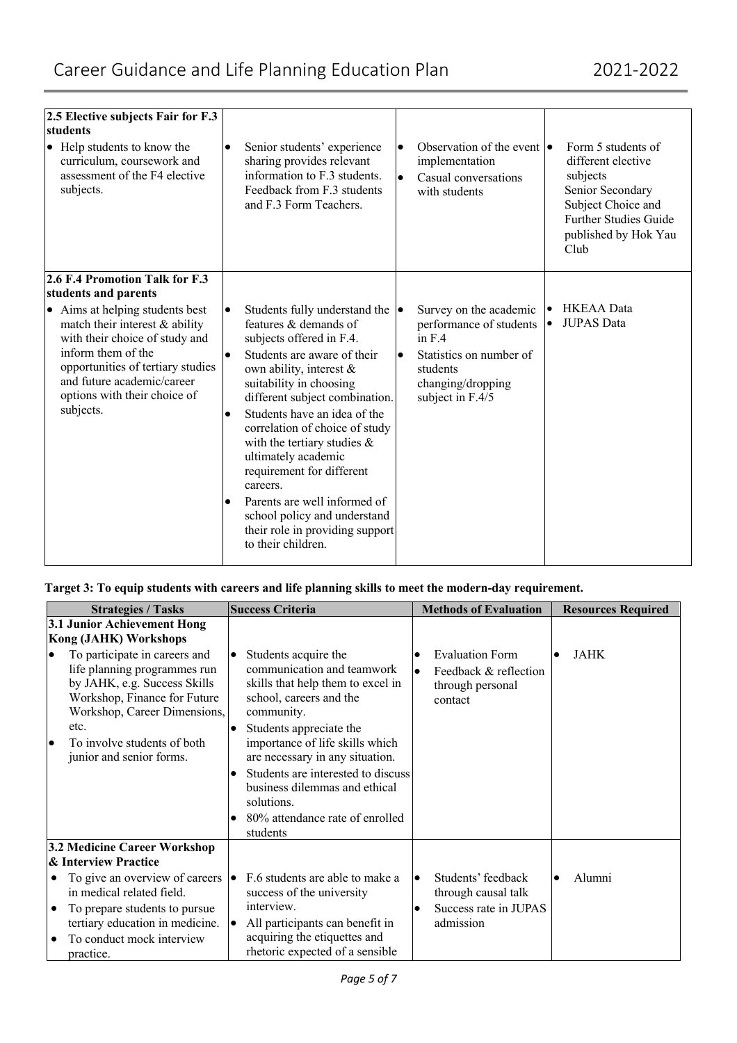| 2.5 Elective subjects Fair for F.3 students | | | |
|---|---|---|---|
| • Help students to know the curriculum, coursework and assessment of the F4 elective subjects. | • Senior students' experience sharing provides relevant information to F.3 students. Feedback from F.3 students and F.3 Form Teachers. | • Observation of the event implementation<br>• Casual conversations with students | • Form 5 students of different elective subjects Senior Secondary Subject Choice and Further Studies Guide published by Hok Yau Club |
| **2.6 F.4 Promotion Talk for F.3 students and parents** | | | |
| • Aims at helping students best match their interest & ability with their choice of study and inform them of the opportunities of tertiary studies and future academic/career options with their choice of subjects. | • Students fully understand the features & demands of subjects offered in F.4.<br>• Students are aware of their own ability, interest & suitability in choosing different subject combination.<br>• Students have an idea of the correlation of choice of study with the tertiary studies & ultimately academic requirement for different careers.<br>• Parents are well informed of school policy and understand their role in providing support to their children. | • Survey on the academic performance of students in F.4<br>• Statistics on number of students changing/dropping subject in F.4/5 | • HKEAA Data<br>• JUPAS Data |

**Target 3: To equip students with careers and life planning skills to meet the modern-day requirement.**

| Strategies / Tasks | Success Criteria | Methods of Evaluation | Resources Required |
|---|---|---|---|
| **3.1 Junior Achievement Hong Kong (JAHK) Workshops** | | | |
| • To participate in careers and life planning programmes run by JAHK, e.g. Success Skills Workshop, Finance for Future Workshop, Career Dimensions, etc.<br>• To involve students of both junior and senior forms. | • Students acquire the communication and teamwork skills that help them to excel in school, careers and the community.<br>• Students appreciate the importance of life skills which are necessary in any situation.<br>• Students are interested to discuss business dilemmas and ethical solutions.<br>• 80% attendance rate of enrolled students | • Evaluation Form<br>• Feedback & reflection through personal contact | • JAHK |
| **3.2 Medicine Career Workshop & Interview Practice** | | | |
| • To give an overview of careers in medical related field.<br>• To prepare students to pursue tertiary education in medicine.<br>• To conduct mock interview practice. | • F.6 students are able to make a success of the university interview.<br>• All participants can benefit in acquiring the etiquettes and rhetoric expected of a sensible | • Students' feedback through causal talk<br>• Success rate in JUPAS admission | • Alumni |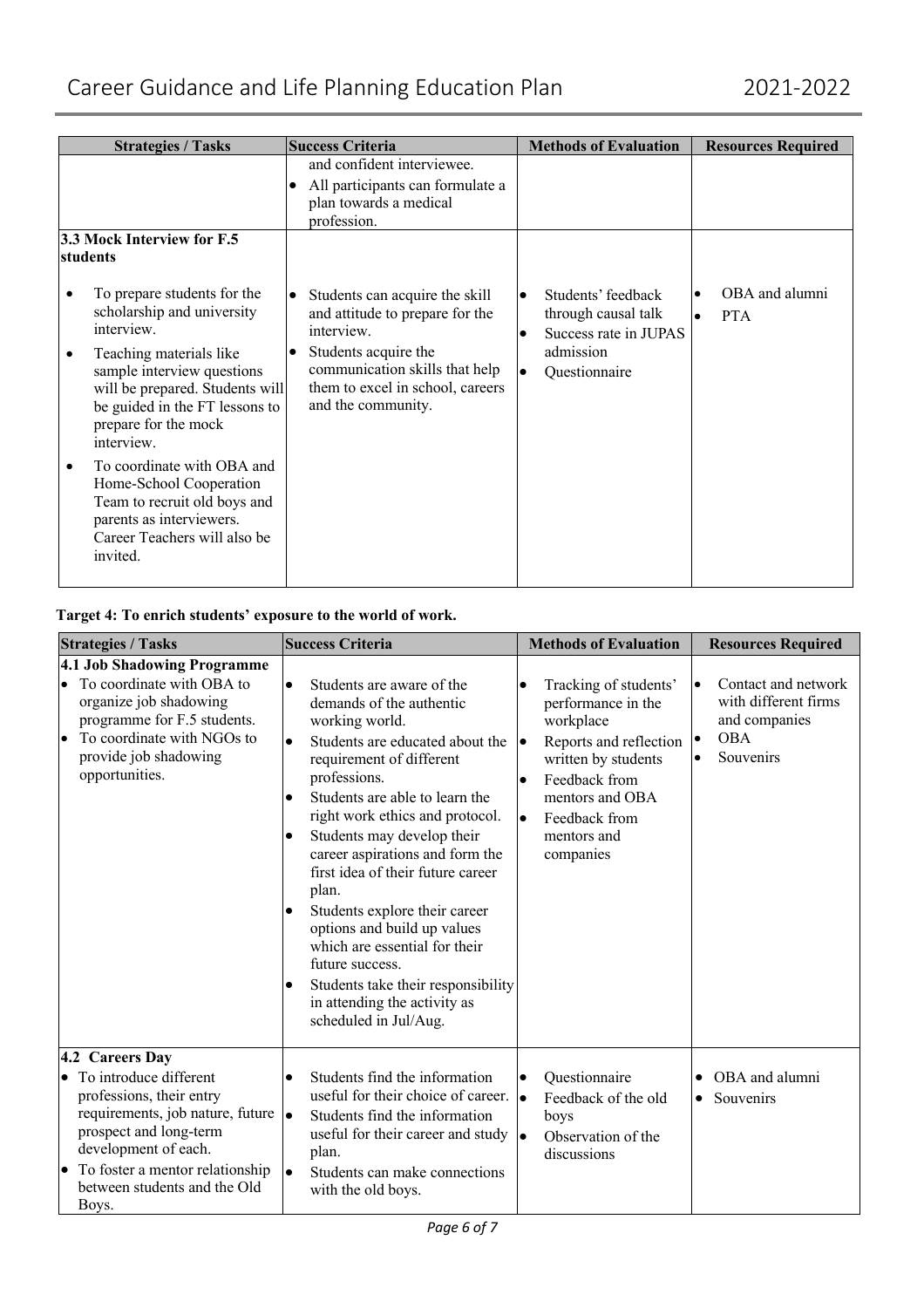| Strategies / Tasks | Success Criteria | Methods of Evaluation | Resources Required |
|---|---|---|---|
| | and confident interviewee.<br>• All participants can formulate a plan towards a medical profession. | | |
| **3.3 Mock Interview for F.5 students**<br>• To prepare students for the scholarship and university interview.<br>• Teaching materials like sample interview questions will be prepared. Students will be guided in the FT lessons to prepare for the mock interview.<br>• To coordinate with OBA and Home-School Cooperation Team to recruit old boys and parents as interviewers. Career Teachers will also be invited. | • Students can acquire the skill and attitude to prepare for the interview.<br>• Students acquire the communication skills that help them to excel in school, careers and the community. | • Students' feedback through causal talk<br>• Success rate in JUPAS admission<br>• Questionnaire | • OBA and alumni<br>• PTA |

**Target 4: To enrich students' exposure to the world of work.**

| Strategies / Tasks | Success Criteria | Methods of Evaluation | Resources Required |
|---|---|---|---|
| **4.1 Job Shadowing Programme**<br>• To coordinate with OBA to organize job shadowing programme for F.5 students.<br>• To coordinate with NGOs to provide job shadowing opportunities. | • Students are aware of the demands of the authentic working world.<br>• Students are educated about the requirement of different professions.<br>• Students are able to learn the right work ethics and protocol.<br>• Students may develop their career aspirations and form the first idea of their future career plan.<br>• Students explore their career options and build up values which are essential for their future success.<br>• Students take their responsibility in attending the activity as scheduled in Jul/Aug. | • Tracking of students' performance in the workplace<br>• Reports and reflection written by students<br>• Feedback from mentors and OBA<br>• Feedback from mentors and companies | • Contact and network with different firms and companies<br>• OBA<br>• Souvenirs |
| **4.2 Careers Day**<br>• To introduce different professions, their entry requirements, job nature, future prospect and long-term development of each.<br>• To foster a mentor relationship between students and the Old Boys. | • Students find the information useful for their choice of career.<br>• Students find the information useful for their career and study plan.<br>• Students can make connections with the old boys. | • Questionnaire<br>• Feedback of the old boys<br>• Observation of the discussions | • OBA and alumni<br>• Souvenirs |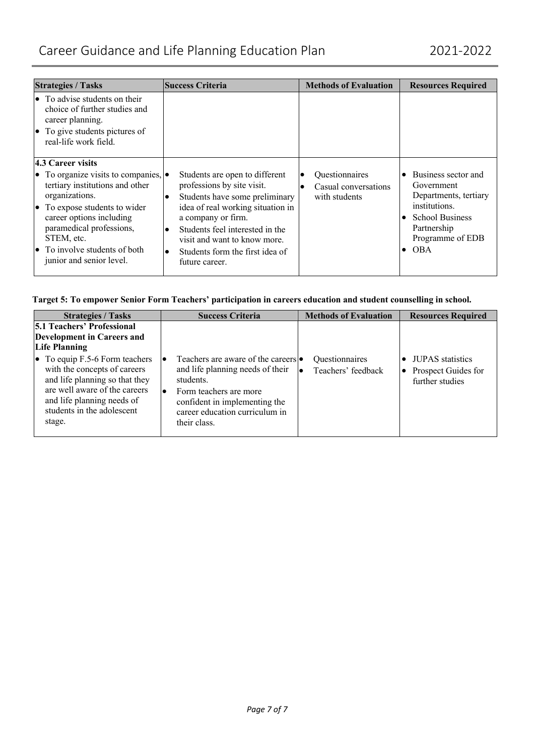| Strategies / Tasks | Success Criteria | Methods of Evaluation | Resources Required |
| --- | --- | --- | --- |
| • To advise students on their choice of further studies and career planning.<br>• To give students pictures of real-life work field. | | | |
| **4.3 Career visits**<br>• To organize visits to companies, tertiary institutions and other organizations.<br>• To expose students to wider career options including paramedical professions, STEM, etc.<br>• To involve students of both junior and senior level. | • Students are open to different professions by site visit.<br>• Students have some preliminary idea of real working situation in a company or firm.<br>• Students feel interested in the visit and want to know more.<br>• Students form the first idea of future career. | • Questionnaires<br>• Casual conversations with students | • Business sector and Government Departments, tertiary institutions.<br>• School Business Partnership Programme of EDB<br>• OBA |

**Target 5: To empower Senior Form Teachers' participation in careers education and student counselling in school.**

| Strategies / Tasks | Success Criteria | Methods of Evaluation | Resources Required |
| --- | --- | --- | --- |
| **5.1 Teachers' Professional Development in Careers and Life Planning**<br>• To equip F.5-6 Form teachers with the concepts of careers and life planning so that they are well aware of the careers and life planning needs of students in the adolescent stage. | • Teachers are aware of the careers and life planning needs of their students.<br>• Form teachers are more confident in implementing the career education curriculum in their class. | • Questionnaires<br>• Teachers' feedback | • JUPAS statistics<br>• Prospect Guides for further studies |